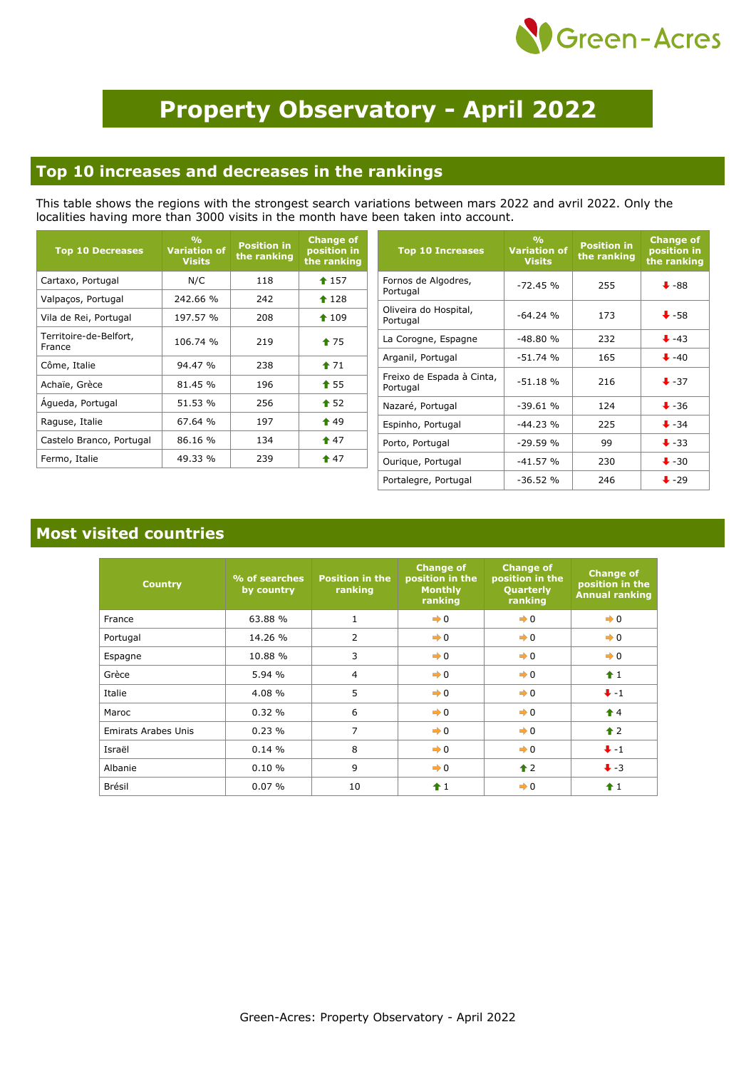# Property Observatory - April 2022

## Top 10 increases and decreases in the rankings

This table shows the regions with the strongest search variations between mars 2022 and avril 2022. Only the localities having more than 3000 visits in the month have been taken into account.

| Top 10 Decreases | % Variation of Visits | Position in the ranking | Change of position in the ranking |
|---|---|---|---|
| Cartaxo, Portugal | N/C | 118 | ↑ 157 |
| Valpaços, Portugal | 242.66 % | 242 | ↑ 128 |
| Vila de Rei, Portugal | 197.57 % | 208 | ↑ 109 |
| Territoire-de-Belfort, France | 106.74 % | 219 | ↑ 75 |
| Côme, Italie | 94.47 % | 238 | ↑ 71 |
| Achaïe, Grèce | 81.45 % | 196 | ↑ 55 |
| Águeda, Portugal | 51.53 % | 256 | ↑ 52 |
| Raguse, Italie | 67.64 % | 197 | ↑ 49 |
| Castelo Branco, Portugal | 86.16 % | 134 | ↑ 47 |
| Fermo, Italie | 49.33 % | 239 | ↑ 47 |

| Top 10 Increases | % Variation of Visits | Position in the ranking | Change of position in the ranking |
|---|---|---|---|
| Fornos de Algodres, Portugal | -72.45 % | 255 | ↓ -88 |
| Oliveira do Hospital, Portugal | -64.24 % | 173 | ↓ -58 |
| La Corogne, Espagne | -48.80 % | 232 | ↓ -43 |
| Arganil, Portugal | -51.74 % | 165 | ↓ -40 |
| Freixo de Espada à Cinta, Portugal | -51.18 % | 216 | ↓ -37 |
| Nazaré, Portugal | -39.61 % | 124 | ↓ -36 |
| Espinho, Portugal | -44.23 % | 225 | ↓ -34 |
| Porto, Portugal | -29.59 % | 99 | ↓ -33 |
| Ourique, Portugal | -41.57 % | 230 | ↓ -30 |
| Portalegre, Portugal | -36.52 % | 246 | ↓ -29 |

## Most visited countries

| Country | % of searches by country | Position in the ranking | Change of position in the Monthly ranking | Change of position in the Quarterly ranking | Change of position in the Annual ranking |
|---|---|---|---|---|---|
| France | 63.88 % | 1 | → 0 | → 0 | → 0 |
| Portugal | 14.26 % | 2 | → 0 | → 0 | → 0 |
| Espagne | 10.88 % | 3 | → 0 | → 0 | → 0 |
| Grèce | 5.94 % | 4 | → 0 | → 0 | ↑ 1 |
| Italie | 4.08 % | 5 | → 0 | → 0 | ↓ -1 |
| Maroc | 0.32 % | 6 | → 0 | → 0 | ↑ 4 |
| Emirats Arabes Unis | 0.23 % | 7 | → 0 | → 0 | ↑ 2 |
| Israël | 0.14 % | 8 | → 0 | → 0 | ↓ -1 |
| Albanie | 0.10 % | 9 | → 0 | ↑ 2 | ↓ -3 |
| Brésil | 0.07 % | 10 | ↑ 1 | → 0 | ↑ 1 |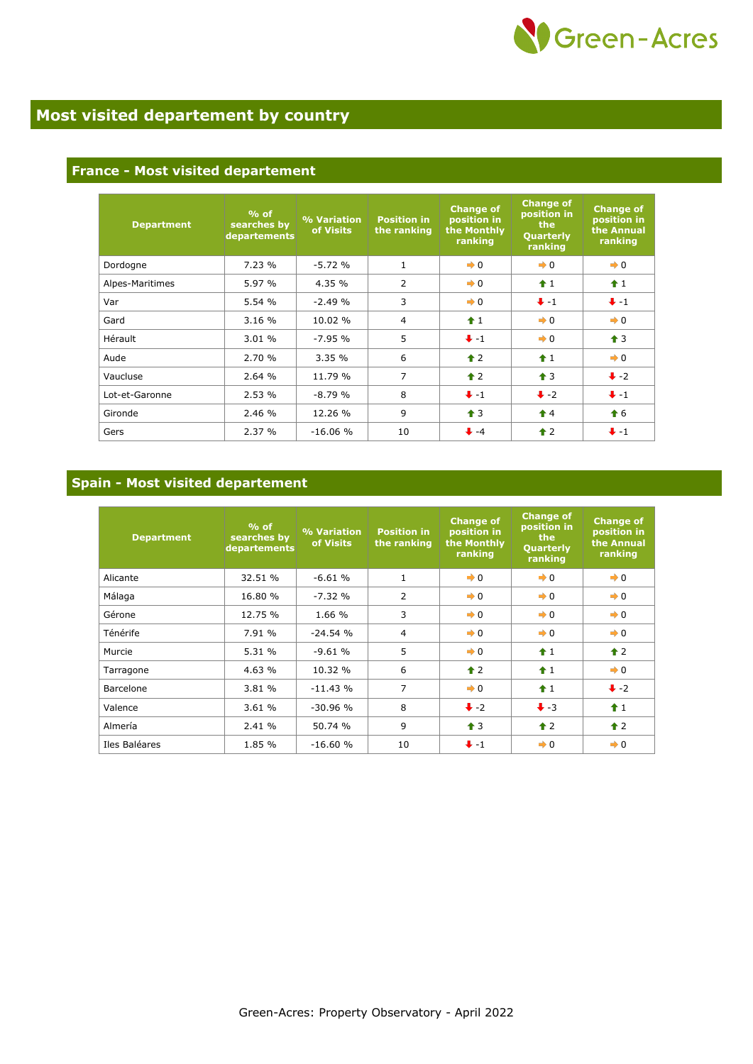# Most visited departement by country

## France - Most visited departement

| Department | % of searches by departements | % Variation of Visits | Position in the ranking | Change of position in the Monthly ranking | Change of position in the Quarterly ranking | Change of position in the Annual ranking |
|---|---|---|---|---|---|---|
| Dordogne | 7.23 % | -5.72 % | 1 | ➡ 0 | ➡ 0 | ➡ 0 |
| Alpes-Maritimes | 5.97 % | 4.35 % | 2 | ➡ 0 | ⬆ 1 | ⬆ 1 |
| Var | 5.54 % | -2.49 % | 3 | ➡ 0 | ⬇ -1 | ⬇ -1 |
| Gard | 3.16 % | 10.02 % | 4 | ⬆ 1 | ➡ 0 | ➡ 0 |
| Hérault | 3.01 % | -7.95 % | 5 | ⬇ -1 | ➡ 0 | ⬆ 3 |
| Aude | 2.70 % | 3.35 % | 6 | ⬆ 2 | ⬆ 1 | ➡ 0 |
| Vaucluse | 2.64 % | 11.79 % | 7 | ⬆ 2 | ⬆ 3 | ⬇ -2 |
| Lot-et-Garonne | 2.53 % | -8.79 % | 8 | ⬇ -1 | ⬇ -2 | ⬇ -1 |
| Gironde | 2.46 % | 12.26 % | 9 | ⬆ 3 | ⬆ 4 | ⬆ 6 |
| Gers | 2.37 % | -16.06 % | 10 | ⬇ -4 | ⬆ 2 | ⬇ -1 |

## Spain - Most visited departement

| Department | % of searches by departements | % Variation of Visits | Position in the ranking | Change of position in the Monthly ranking | Change of position in the Quarterly ranking | Change of position in the Annual ranking |
|---|---|---|---|---|---|---|
| Alicante | 32.51 % | -6.61 % | 1 | ➡ 0 | ➡ 0 | ➡ 0 |
| Málaga | 16.80 % | -7.32 % | 2 | ➡ 0 | ➡ 0 | ➡ 0 |
| Gérone | 12.75 % | 1.66 % | 3 | ➡ 0 | ➡ 0 | ➡ 0 |
| Ténérife | 7.91 % | -24.54 % | 4 | ➡ 0 | ➡ 0 | ➡ 0 |
| Murcie | 5.31 % | -9.61 % | 5 | ➡ 0 | ⬆ 1 | ⬆ 2 |
| Tarragone | 4.63 % | 10.32 % | 6 | ⬆ 2 | ⬆ 1 | ➡ 0 |
| Barcelone | 3.81 % | -11.43 % | 7 | ➡ 0 | ⬆ 1 | ⬇ -2 |
| Valence | 3.61 % | -30.96 % | 8 | ⬇ -2 | ⬇ -3 | ⬆ 1 |
| Almería | 2.41 % | 50.74 % | 9 | ⬆ 3 | ⬆ 2 | ⬆ 2 |
| Iles Baléares | 1.85 % | -16.60 % | 10 | ⬇ -1 | ➡ 0 | ➡ 0 |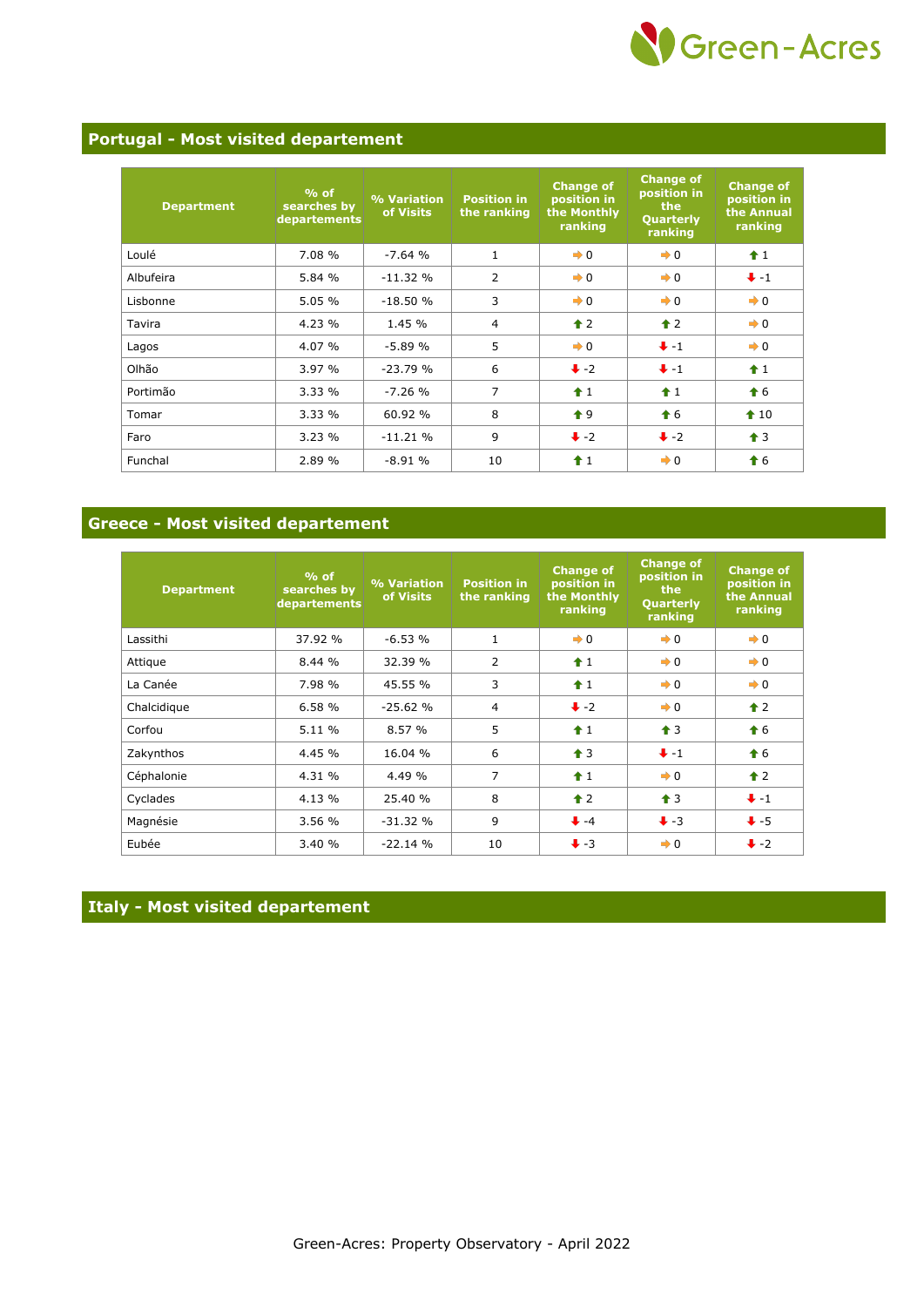## Portugal - Most visited departement

| Department | % of searches by departements | % Variation of Visits | Position in the ranking | Change of position in the Monthly ranking | Change of position in the Quarterly ranking | Change of position in the Annual ranking |
|---|---|---|---|---|---|---|
| Loulé | 7.08 % | -7.64 % | 1 | ➡ 0 | ➡ 0 | ⬆ 1 |
| Albufeira | 5.84 % | -11.32 % | 2 | ➡ 0 | ➡ 0 | ⬇ -1 |
| Lisbonne | 5.05 % | -18.50 % | 3 | ➡ 0 | ➡ 0 | ➡ 0 |
| Tavira | 4.23 % | 1.45 % | 4 | ⬆ 2 | ⬆ 2 | ➡ 0 |
| Lagos | 4.07 % | -5.89 % | 5 | ➡ 0 | ⬇ -1 | ➡ 0 |
| Olhão | 3.97 % | -23.79 % | 6 | ⬇ -2 | ⬇ -1 | ⬆ 1 |
| Portimão | 3.33 % | -7.26 % | 7 | ⬆ 1 | ⬆ 1 | ⬆ 6 |
| Tomar | 3.33 % | 60.92 % | 8 | ⬆ 9 | ⬆ 6 | ⬆ 10 |
| Faro | 3.23 % | -11.21 % | 9 | ⬇ -2 | ⬇ -2 | ⬆ 3 |
| Funchal | 2.89 % | -8.91 % | 10 | ⬆ 1 | ➡ 0 | ⬆ 6 |

## Greece - Most visited departement

| Department | % of searches by departements | % Variation of Visits | Position in the ranking | Change of position in the Monthly ranking | Change of position in the Quarterly ranking | Change of position in the Annual ranking |
|---|---|---|---|---|---|---|
| Lassithi | 37.92 % | -6.53 % | 1 | ➡ 0 | ➡ 0 | ➡ 0 |
| Attique | 8.44 % | 32.39 % | 2 | ⬆ 1 | ➡ 0 | ➡ 0 |
| La Canée | 7.98 % | 45.55 % | 3 | ⬆ 1 | ➡ 0 | ➡ 0 |
| Chalcidique | 6.58 % | -25.62 % | 4 | ⬇ -2 | ➡ 0 | ⬆ 2 |
| Corfou | 5.11 % | 8.57 % | 5 | ⬆ 1 | ⬆ 3 | ⬆ 6 |
| Zakynthos | 4.45 % | 16.04 % | 6 | ⬆ 3 | ⬇ -1 | ⬆ 6 |
| Céphalonie | 4.31 % | 4.49 % | 7 | ⬆ 1 | ➡ 0 | ⬆ 2 |
| Cyclades | 4.13 % | 25.40 % | 8 | ⬆ 2 | ⬆ 3 | ⬇ -1 |
| Magnésie | 3.56 % | -31.32 % | 9 | ⬇ -4 | ⬇ -3 | ⬇ -5 |
| Eubée | 3.40 % | -22.14 % | 10 | ⬇ -3 | ➡ 0 | ⬇ -2 |

## Italy - Most visited departement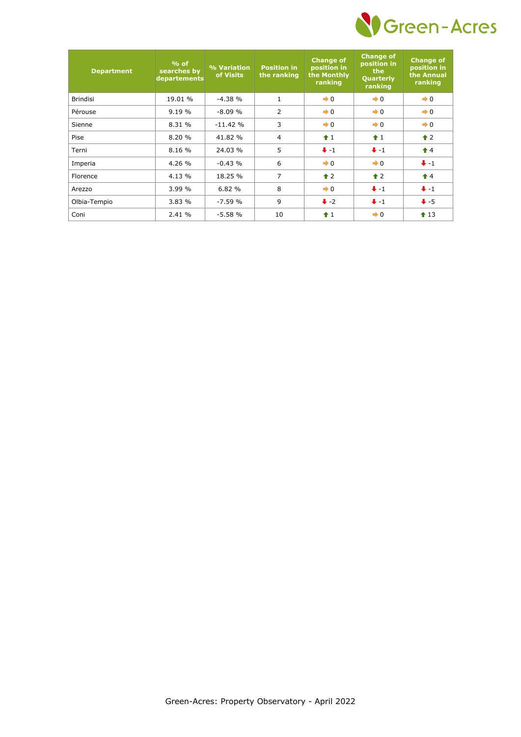| Department | % of searches by departements | % Variation of Visits | Position in the ranking | Change of position in the Monthly ranking | Change of position in the Quarterly ranking | Change of position in the Annual ranking |
|---|---|---|---|---|---|---|
| Brindisi | 19.01 % | -4.38 % | 1 | ➡ 0 | ➡ 0 | ➡ 0 |
| Pérouse | 9.19 % | -8.09 % | 2 | ➡ 0 | ➡ 0 | ➡ 0 |
| Sienne | 8.31 % | -11.42 % | 3 | ➡ 0 | ➡ 0 | ➡ 0 |
| Pise | 8.20 % | 41.82 % | 4 | ⬆ 1 | ⬆ 1 | ⬆ 2 |
| Terni | 8.16 % | 24.03 % | 5 | ⬇ -1 | ⬇ -1 | ⬆ 4 |
| Imperia | 4.26 % | -0.43 % | 6 | ➡ 0 | ➡ 0 | ⬇ -1 |
| Florence | 4.13 % | 18.25 % | 7 | ⬆ 2 | ⬆ 2 | ⬆ 4 |
| Arezzo | 3.99 % | 6.82 % | 8 | ➡ 0 | ⬇ -1 | ⬇ -1 |
| Olbia-Tempio | 3.83 % | -7.59 % | 9 | ⬇ -2 | ⬇ -1 | ⬇ -5 |
| Coni | 2.41 % | -5.58 % | 10 | ⬆ 1 | ➡ 0 | ⬆ 13 |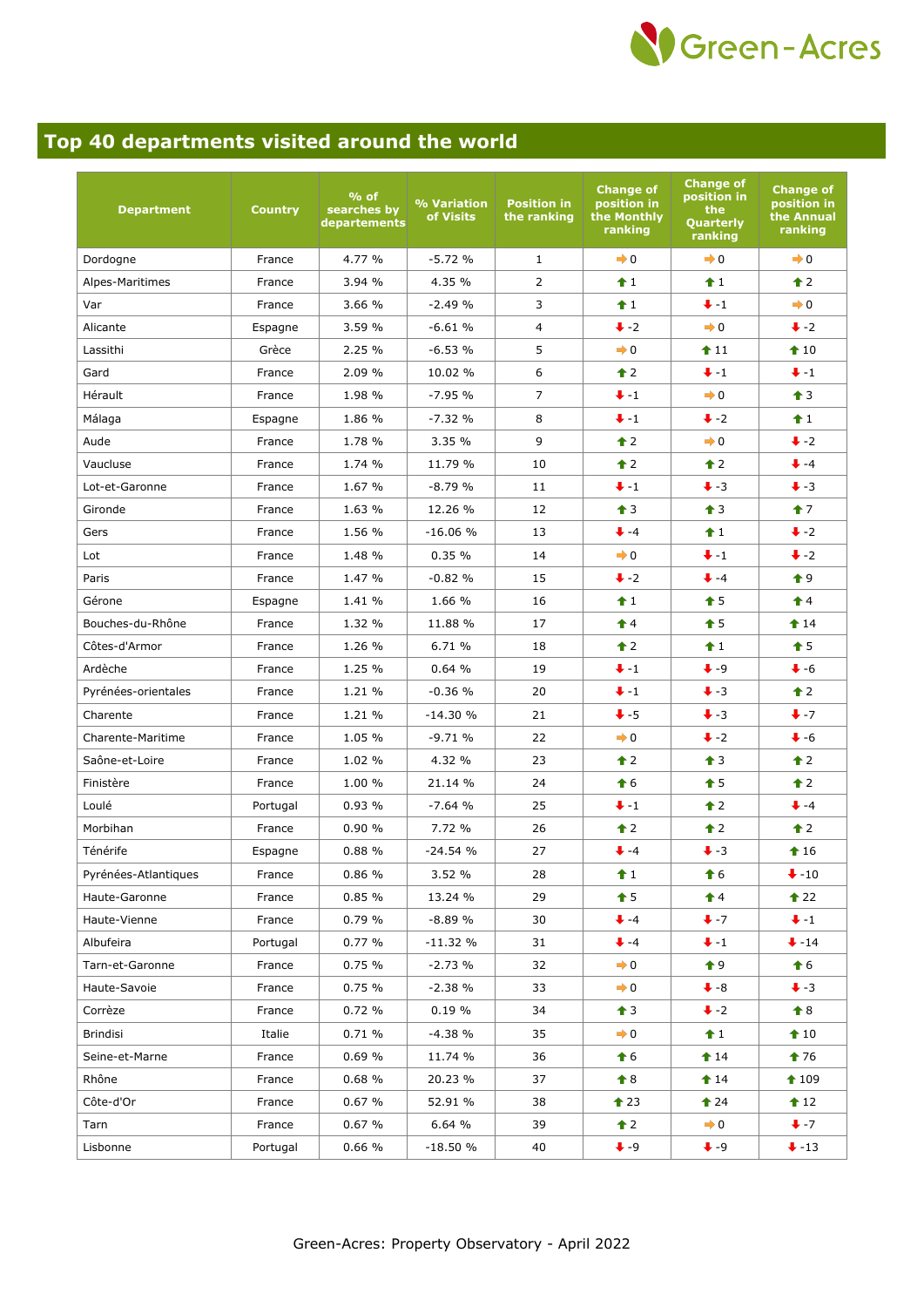## Top 40 departments visited around the world

| Department | Country | % of searches by departements | % Variation of Visits | Position in the ranking | Change of position in the Monthly ranking | Change of position in the Quarterly ranking | Change of position in the Annual ranking |
|---|---|---|---|---|---|---|---|
| Dordogne | France | 4.77 % | -5.72 % | 1 | ➡ 0 | ➡ 0 | ➡ 0 |
| Alpes-Maritimes | France | 3.94 % | 4.35 % | 2 | ⬆ 1 | ⬆ 1 | ⬆ 2 |
| Var | France | 3.66 % | -2.49 % | 3 | ⬆ 1 | ⬇ -1 | ➡ 0 |
| Alicante | Espagne | 3.59 % | -6.61 % | 4 | ⬇ -2 | ➡ 0 | ⬇ -2 |
| Lassithi | Grèce | 2.25 % | -6.53 % | 5 | ➡ 0 | ⬆ 11 | ⬆ 10 |
| Gard | France | 2.09 % | 10.02 % | 6 | ⬆ 2 | ⬇ -1 | ⬇ -1 |
| Hérault | France | 1.98 % | -7.95 % | 7 | ⬇ -1 | ➡ 0 | ⬆ 3 |
| Málaga | Espagne | 1.86 % | -7.32 % | 8 | ⬇ -1 | ⬇ -2 | ⬆ 1 |
| Aude | France | 1.78 % | 3.35 % | 9 | ⬆ 2 | ➡ 0 | ⬇ -2 |
| Vaucluse | France | 1.74 % | 11.79 % | 10 | ⬆ 2 | ⬆ 2 | ⬇ -4 |
| Lot-et-Garonne | France | 1.67 % | -8.79 % | 11 | ⬇ -1 | ⬇ -3 | ⬇ -3 |
| Gironde | France | 1.63 % | 12.26 % | 12 | ⬆ 3 | ⬆ 3 | ⬆ 7 |
| Gers | France | 1.56 % | -16.06 % | 13 | ⬇ -4 | ⬆ 1 | ⬇ -2 |
| Lot | France | 1.48 % | 0.35 % | 14 | ➡ 0 | ⬇ -1 | ⬇ -2 |
| Paris | France | 1.47 % | -0.82 % | 15 | ⬇ -2 | ⬇ -4 | ⬆ 9 |
| Gérone | Espagne | 1.41 % | 1.66 % | 16 | ⬆ 1 | ⬆ 5 | ⬆ 4 |
| Bouches-du-Rhône | France | 1.32 % | 11.88 % | 17 | ⬆ 4 | ⬆ 5 | ⬆ 14 |
| Côtes-d'Armor | France | 1.26 % | 6.71 % | 18 | ⬆ 2 | ⬆ 1 | ⬆ 5 |
| Ardèche | France | 1.25 % | 0.64 % | 19 | ⬇ -1 | ⬇ -9 | ⬇ -6 |
| Pyrénées-orientales | France | 1.21 % | -0.36 % | 20 | ⬇ -1 | ⬇ -3 | ⬆ 2 |
| Charente | France | 1.21 % | -14.30 % | 21 | ⬇ -5 | ⬇ -3 | ⬇ -7 |
| Charente-Maritime | France | 1.05 % | -9.71 % | 22 | ➡ 0 | ⬇ -2 | ⬇ -6 |
| Saône-et-Loire | France | 1.02 % | 4.32 % | 23 | ⬆ 2 | ⬆ 3 | ⬆ 2 |
| Finistère | France | 1.00 % | 21.14 % | 24 | ⬆ 6 | ⬆ 5 | ⬆ 2 |
| Loulé | Portugal | 0.93 % | -7.64 % | 25 | ⬇ -1 | ⬆ 2 | ⬇ -4 |
| Morbihan | France | 0.90 % | 7.72 % | 26 | ⬆ 2 | ⬆ 2 | ⬆ 2 |
| Ténérife | Espagne | 0.88 % | -24.54 % | 27 | ⬇ -4 | ⬇ -3 | ⬆ 16 |
| Pyrénées-Atlantiques | France | 0.86 % | 3.52 % | 28 | ⬆ 1 | ⬆ 6 | ⬇ -10 |
| Haute-Garonne | France | 0.85 % | 13.24 % | 29 | ⬆ 5 | ⬆ 4 | ⬆ 22 |
| Haute-Vienne | France | 0.79 % | -8.89 % | 30 | ⬇ -4 | ⬇ -7 | ⬇ -1 |
| Albufeira | Portugal | 0.77 % | -11.32 % | 31 | ⬇ -4 | ⬇ -1 | ⬇ -14 |
| Tarn-et-Garonne | France | 0.75 % | -2.73 % | 32 | ➡ 0 | ⬆ 9 | ⬆ 6 |
| Haute-Savoie | France | 0.75 % | -2.38 % | 33 | ➡ 0 | ⬇ -8 | ⬇ -3 |
| Corrèze | France | 0.72 % | 0.19 % | 34 | ⬆ 3 | ⬇ -2 | ⬆ 8 |
| Brindisi | Italie | 0.71 % | -4.38 % | 35 | ➡ 0 | ⬆ 1 | ⬆ 10 |
| Seine-et-Marne | France | 0.69 % | 11.74 % | 36 | ⬆ 6 | ⬆ 14 | ⬆ 76 |
| Rhône | France | 0.68 % | 20.23 % | 37 | ⬆ 8 | ⬆ 14 | ⬆ 109 |
| Côte-d'Or | France | 0.67 % | 52.91 % | 38 | ⬆ 23 | ⬆ 24 | ⬆ 12 |
| Tarn | France | 0.67 % | 6.64 % | 39 | ⬆ 2 | ➡ 0 | ⬇ -7 |
| Lisbonne | Portugal | 0.66 % | -18.50 % | 40 | ⬇ -9 | ⬇ -9 | ⬇ -13 |

Green-Acres: Property Observatory - April 2022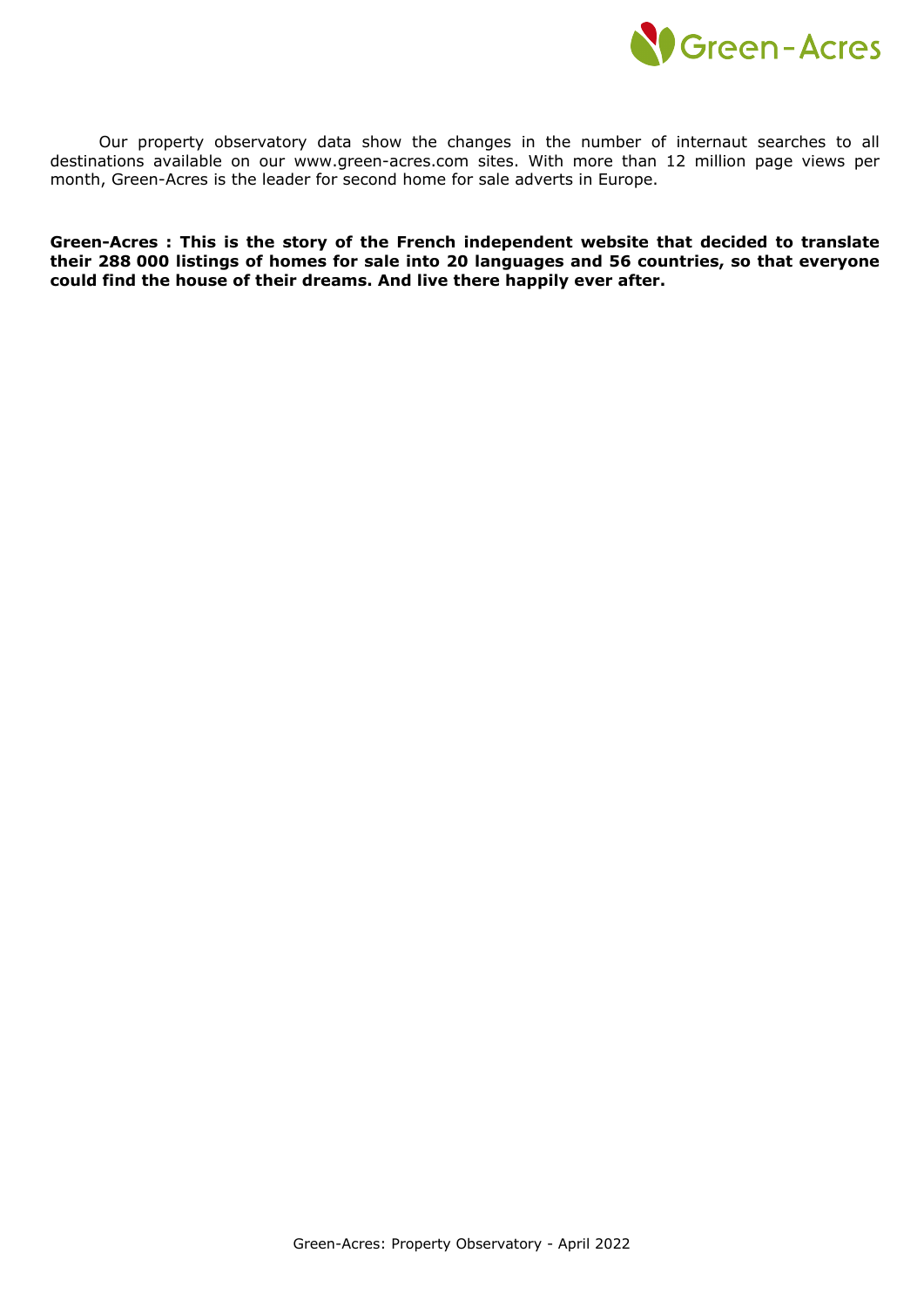Our property observatory data show the changes in the number of internaut searches to all destinations available on our www.green-acres.com sites. With more than 12 million page views per month, Green-Acres is the leader for second home for sale adverts in Europe.

**Green-Acres : This is the story of the French independent website that decided to translate their 288 000 listings of homes for sale into 20 languages and 56 countries, so that everyone could find the house of their dreams. And live there happily ever after.**